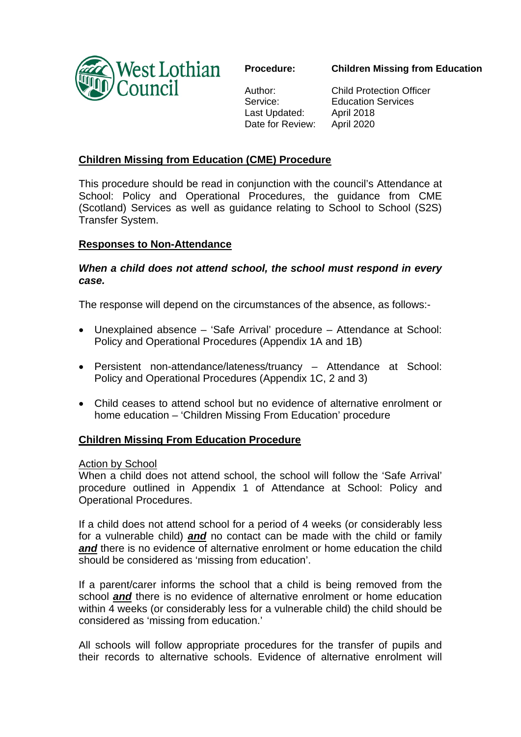West Lothian Council

| **Procedure:** | **Children Missing from Education** |
| --- | --- |
| Author: | Child Protection Officer |
| Service: | Education Services |
| Last Updated: | April 2018 |
| Date for Review: | April 2020 |

## Children Missing from Education (CME) Procedure

This procedure should be read in conjunction with the council's Attendance at School: Policy and Operational Procedures, the guidance from CME (Scotland) Services as well as guidance relating to School to School (S2S) Transfer System.

## Responses to Non-Attendance

***When a child does not attend school, the school must respond in every case.***

The response will depend on the circumstances of the absence, as follows:-

- Unexplained absence – 'Safe Arrival' procedure – Attendance at School: Policy and Operational Procedures (Appendix 1A and 1B)
- Persistent non-attendance/lateness/truancy – Attendance at School: Policy and Operational Procedures (Appendix 1C, 2 and 3)
- Child ceases to attend school but no evidence of alternative enrolment or home education – 'Children Missing From Education' procedure

## Children Missing From Education Procedure

### Action by School

When a child does not attend school, the school will follow the 'Safe Arrival' procedure outlined in Appendix 1 of Attendance at School: Policy and Operational Procedures.

If a child does not attend school for a period of 4 weeks (or considerably less for a vulnerable child) ***and*** no contact can be made with the child or family ***and*** there is no evidence of alternative enrolment or home education the child should be considered as 'missing from education'.

If a parent/carer informs the school that a child is being removed from the school ***and*** there is no evidence of alternative enrolment or home education within 4 weeks (or considerably less for a vulnerable child) the child should be considered as 'missing from education.'

All schools will follow appropriate procedures for the transfer of pupils and their records to alternative schools. Evidence of alternative enrolment will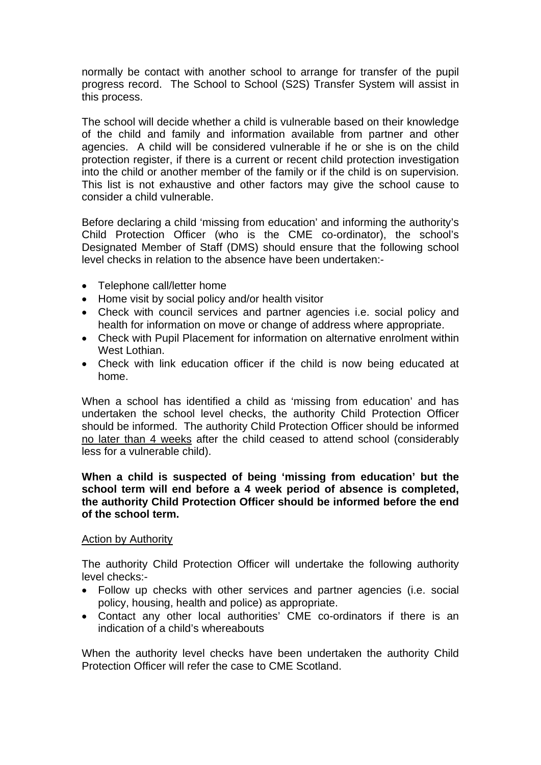normally be contact with another school to arrange for transfer of the pupil progress record. The School to School (S2S) Transfer System will assist in this process.

The school will decide whether a child is vulnerable based on their knowledge of the child and family and information available from partner and other agencies. A child will be considered vulnerable if he or she is on the child protection register, if there is a current or recent child protection investigation into the child or another member of the family or if the child is on supervision. This list is not exhaustive and other factors may give the school cause to consider a child vulnerable.

Before declaring a child 'missing from education' and informing the authority's Child Protection Officer (who is the CME co-ordinator), the school's Designated Member of Staff (DMS) should ensure that the following school level checks in relation to the absence have been undertaken:-

- Telephone call/letter home
- Home visit by social policy and/or health visitor
- Check with council services and partner agencies i.e. social policy and health for information on move or change of address where appropriate.
- Check with Pupil Placement for information on alternative enrolment within West Lothian.
- Check with link education officer if the child is now being educated at home.

When a school has identified a child as 'missing from education' and has undertaken the school level checks, the authority Child Protection Officer should be informed. The authority Child Protection Officer should be informed no later than 4 weeks after the child ceased to attend school (considerably less for a vulnerable child).

**When a child is suspected of being 'missing from education' but the school term will end before a 4 week period of absence is completed, the authority Child Protection Officer should be informed before the end of the school term.**

Action by Authority

The authority Child Protection Officer will undertake the following authority level checks:-

- Follow up checks with other services and partner agencies (i.e. social policy, housing, health and police) as appropriate.
- Contact any other local authorities' CME co-ordinators if there is an indication of a child's whereabouts

When the authority level checks have been undertaken the authority Child Protection Officer will refer the case to CME Scotland.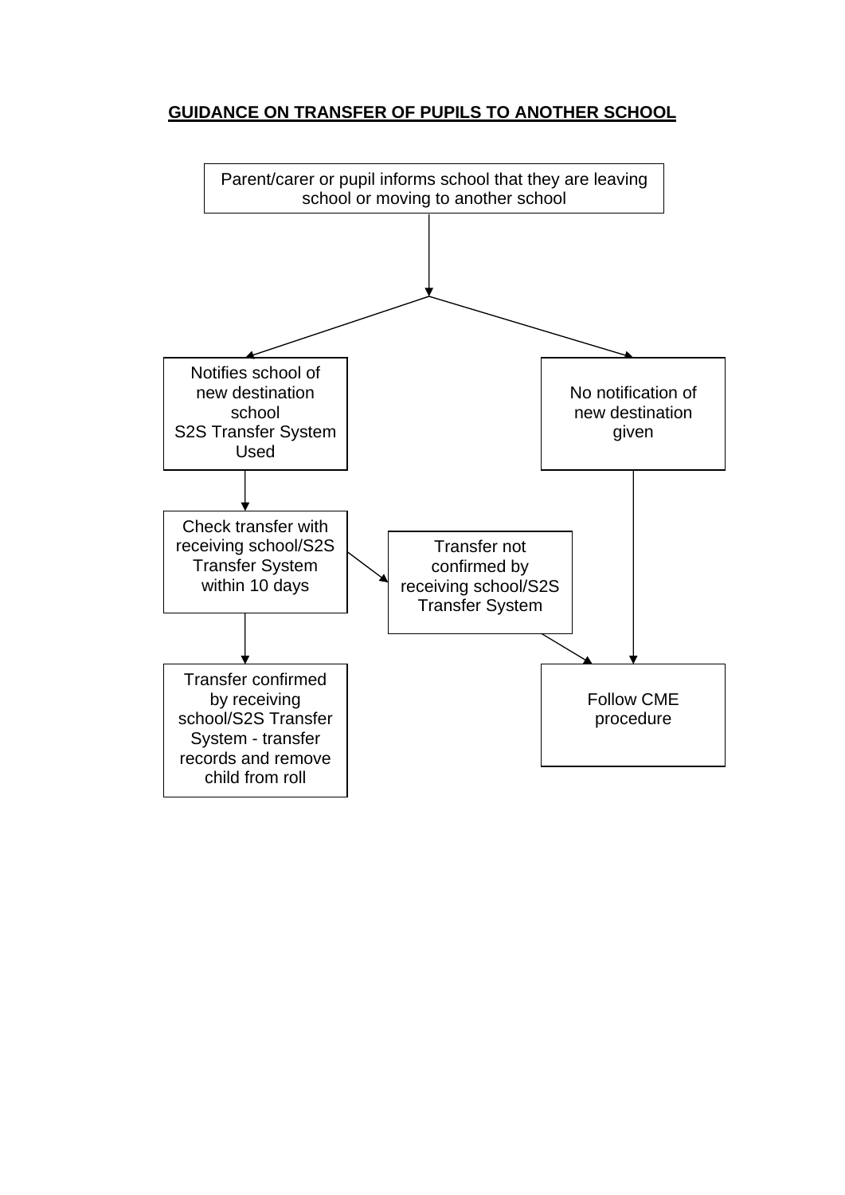**GUIDANCE ON TRANSFER OF PUPILS TO ANOTHER SCHOOL**

Parent/carer or pupil informs school that they are leaving school or moving to another school

Notifies school of new destination school
S2S Transfer System Used

No notification of new destination given

Check transfer with receiving school/S2S Transfer System within 10 days

Transfer not confirmed by receiving school/S2S Transfer System

Transfer confirmed by receiving school/S2S Transfer System - transfer records and remove child from roll

Follow CME procedure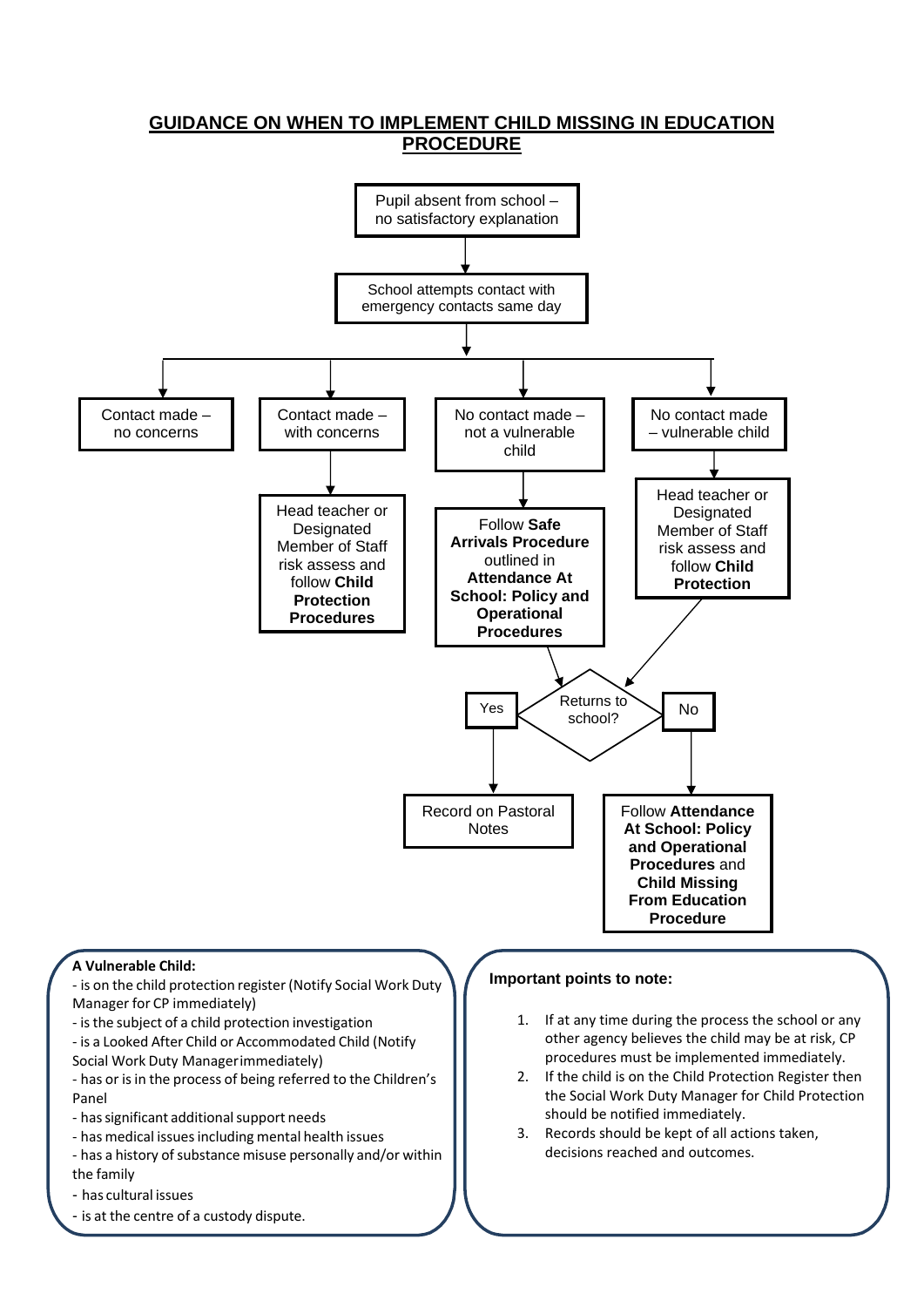# GUIDANCE ON WHEN TO IMPLEMENT CHILD MISSING IN EDUCATION PROCEDURE

Pupil absent from school – no satisfactory explanation

School attempts contact with emergency contacts same day

Contact made – no concerns

Contact made – with concerns

No contact made – not a vulnerable child

No contact made – vulnerable child

Head teacher or Designated Member of Staff risk assess and follow **Child Protection Procedures**

Follow **Safe Arrivals Procedure** outlined in **Attendance At School: Policy and Operational Procedures**

Head teacher or Designated Member of Staff risk assess and follow **Child Protection**

Yes

Returns to school?

No

Record on Pastoral Notes

Follow **Attendance At School: Policy and Operational Procedures** and **Child Missing From Education Procedure**

**A Vulnerable Child:**

- is on the child protection register (Notify Social Work Duty Manager for CP immediately)
- is the subject of a child protection investigation
- is a Looked After Child or Accommodated Child (Notify Social Work Duty Manager immediately)
- has or is in the process of being referred to the Children's Panel
- has significant additional support needs
- has medical issues including mental health issues
- has a history of substance misuse personally and/or within the family
- has cultural issues
- is at the centre of a custody dispute.

**Important points to note:**

1. If at any time during the process the school or any other agency believes the child may be at risk, CP procedures must be implemented immediately.
2. If the child is on the Child Protection Register then the Social Work Duty Manager for Child Protection should be notified immediately.
3. Records should be kept of all actions taken, decisions reached and outcomes.